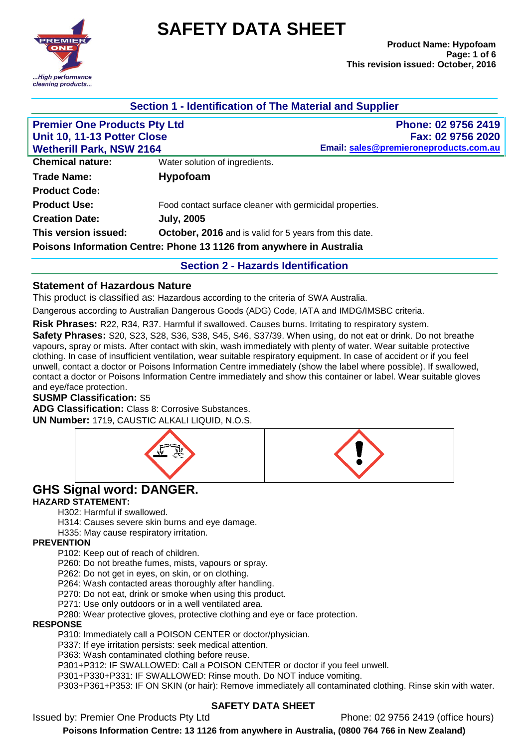# SAFETY DATA SHEET

**Product Name: Hypofoam**
**This revision issued: October, 2016**

## Section 1 - Identification of The Material and Supplier

| **Premier One Products Pty Ltd** | **Phone: 02 9756 2419** |
|---|---|
| **Unit 10, 11-13 Potter Close** | **Fax: 02 9756 2020** |
| **Wetherill Park, NSW 2164** | **Email: sales@premieroneproducts.com.au** |

| | |
|---|---|
| **Chemical nature:** | Water solution of ingredients. |
| **Trade Name:** | **Hypofoam** |
| **Product Code:** | |
| **Product Use:** | Food contact surface cleaner with germicidal properties. |
| **Creation Date:** | **July, 2005** |
| **This version issued:** | **October, 2016** and is valid for 5 years from this date. |

**Poisons Information Centre: Phone 13 1126 from anywhere in Australia**

## Section 2 - Hazards Identification

### Statement of Hazardous Nature

This product is classified as: Hazardous according to the criteria of SWA Australia.

Dangerous according to Australian Dangerous Goods (ADG) Code, IATA and IMDG/IMSBC criteria.

**Risk Phrases:** R22, R34, R37. Harmful if swallowed. Causes burns. Irritating to respiratory system.

**Safety Phrases:** S20, S23, S28, S36, S38, S45, S46, S37/39. When using, do not eat or drink. Do not breathe vapours, spray or mists. After contact with skin, wash immediately with plenty of water. Wear suitable protective clothing. In case of insufficient ventilation, wear suitable respiratory equipment. In case of accident or if you feel unwell, contact a doctor or Poisons Information Centre immediately (show the label where possible). If swallowed, contact a doctor or Poisons Information Centre immediately and show this container or label. Wear suitable gloves and eye/face protection.

**SUSMP Classification:** S5

**ADG Classification:** Class 8: Corrosive Substances.

**UN Number:** 1719, CAUSTIC ALKALI LIQUID, N.O.S.

## GHS Signal word: DANGER.

**HAZARD STATEMENT:**

- H302: Harmful if swallowed.
- H314: Causes severe skin burns and eye damage.
- H335: May cause respiratory irritation.

**PREVENTION**

- P102: Keep out of reach of children.
- P260: Do not breathe fumes, mists, vapours or spray.
- P262: Do not get in eyes, on skin, or on clothing.
- P264: Wash contacted areas thoroughly after handling.
- P270: Do not eat, drink or smoke when using this product.
- P271: Use only outdoors or in a well ventilated area.
- P280: Wear protective gloves, protective clothing and eye or face protection.

**RESPONSE**

- P310: Immediately call a POISON CENTER or doctor/physician.
- P337: If eye irritation persists: seek medical attention.
- P363: Wash contaminated clothing before reuse.
- P301+P312: IF SWALLOWED: Call a POISON CENTER or doctor if you feel unwell.
- P301+P330+P331: IF SWALLOWED: Rinse mouth. Do NOT induce vomiting.
- P303+P361+P353: IF ON SKIN (or hair): Remove immediately all contaminated clothing. Rinse skin with water.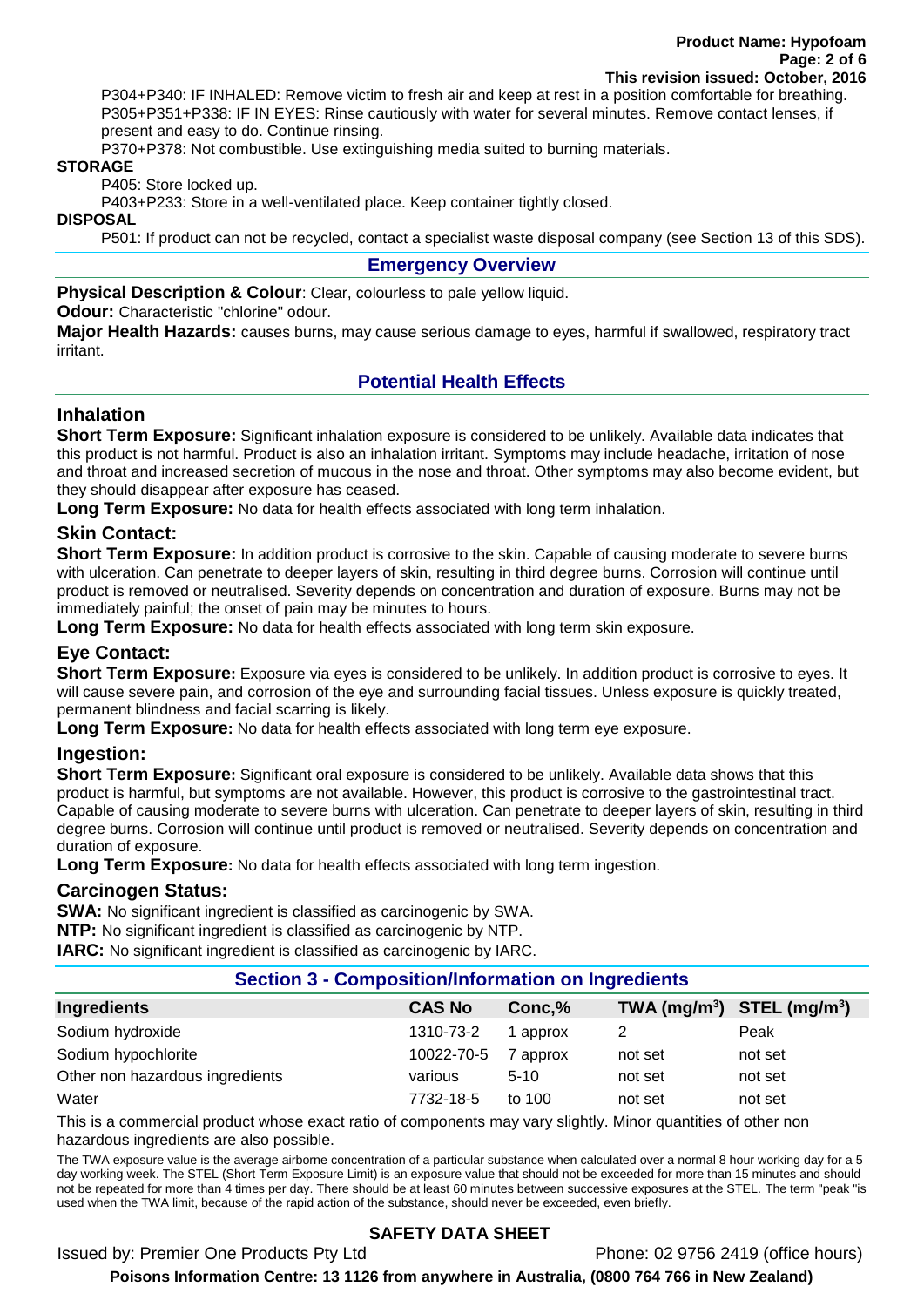P304+P340: IF INHALED: Remove victim to fresh air and keep at rest in a position comfortable for breathing.
P305+P351+P338: IF IN EYES: Rinse cautiously with water for several minutes. Remove contact lenses, if present and easy to do. Continue rinsing.
P370+P378: Not combustible. Use extinguishing media suited to burning materials.

**STORAGE**

P405: Store locked up.
P403+P233: Store in a well-ventilated place. Keep container tightly closed.

**DISPOSAL**

P501: If product can not be recycled, contact a specialist waste disposal company (see Section 13 of this SDS).

## Emergency Overview

**Physical Description & Colour**: Clear, colourless to pale yellow liquid.

**Odour:** Characteristic "chlorine" odour.

**Major Health Hazards:** causes burns, may cause serious damage to eyes, harmful if swallowed, respiratory tract irritant.

## Potential Health Effects

### Inhalation

**Short Term Exposure:** Significant inhalation exposure is considered to be unlikely. Available data indicates that this product is not harmful. Product is also an inhalation irritant. Symptoms may include headache, irritation of nose and throat and increased secretion of mucous in the nose and throat. Other symptoms may also become evident, but they should disappear after exposure has ceased.

**Long Term Exposure:** No data for health effects associated with long term inhalation.

### Skin Contact:

**Short Term Exposure:** In addition product is corrosive to the skin. Capable of causing moderate to severe burns with ulceration. Can penetrate to deeper layers of skin, resulting in third degree burns. Corrosion will continue until product is removed or neutralised. Severity depends on concentration and duration of exposure. Burns may not be immediately painful; the onset of pain may be minutes to hours.

**Long Term Exposure:** No data for health effects associated with long term skin exposure.

### Eye Contact:

**Short Term Exposure:** Exposure via eyes is considered to be unlikely. In addition product is corrosive to eyes. It will cause severe pain, and corrosion of the eye and surrounding facial tissues. Unless exposure is quickly treated, permanent blindness and facial scarring is likely.

**Long Term Exposure:** No data for health effects associated with long term eye exposure.

### Ingestion:

**Short Term Exposure:** Significant oral exposure is considered to be unlikely. Available data shows that this product is harmful, but symptoms are not available. However, this product is corrosive to the gastrointestinal tract. Capable of causing moderate to severe burns with ulceration. Can penetrate to deeper layers of skin, resulting in third degree burns. Corrosion will continue until product is removed or neutralised. Severity depends on concentration and duration of exposure.

**Long Term Exposure:** No data for health effects associated with long term ingestion.

### Carcinogen Status:

**SWA:** No significant ingredient is classified as carcinogenic by SWA.

**NTP:** No significant ingredient is classified as carcinogenic by NTP.

**IARC:** No significant ingredient is classified as carcinogenic by IARC.

## Section 3 - Composition/Information on Ingredients

| Ingredients | CAS No | Conc,% | TWA ($mg/m^3$) | STEL ($mg/m^3$) |
|---|---|---|---|---|
| Sodium hydroxide | 1310-73-2 | 1 approx | 2 | Peak |
| Sodium hypochlorite | 10022-70-5 | 7 approx | not set | not set |
| Other non hazardous ingredients | various | 5-10 | not set | not set |
| Water | 7732-18-5 | to 100 | not set | not set |

This is a commercial product whose exact ratio of components may vary slightly. Minor quantities of other non hazardous ingredients are also possible.

The TWA exposure value is the average airborne concentration of a particular substance when calculated over a normal 8 hour working day for a 5 day working week. The STEL (Short Term Exposure Limit) is an exposure value that should not be exceeded for more than 15 minutes and should not be repeated for more than 4 times per day. There should be at least 60 minutes between successive exposures at the STEL. The term "peak "is used when the TWA limit, because of the rapid action of the substance, should never be exceeded, even briefly.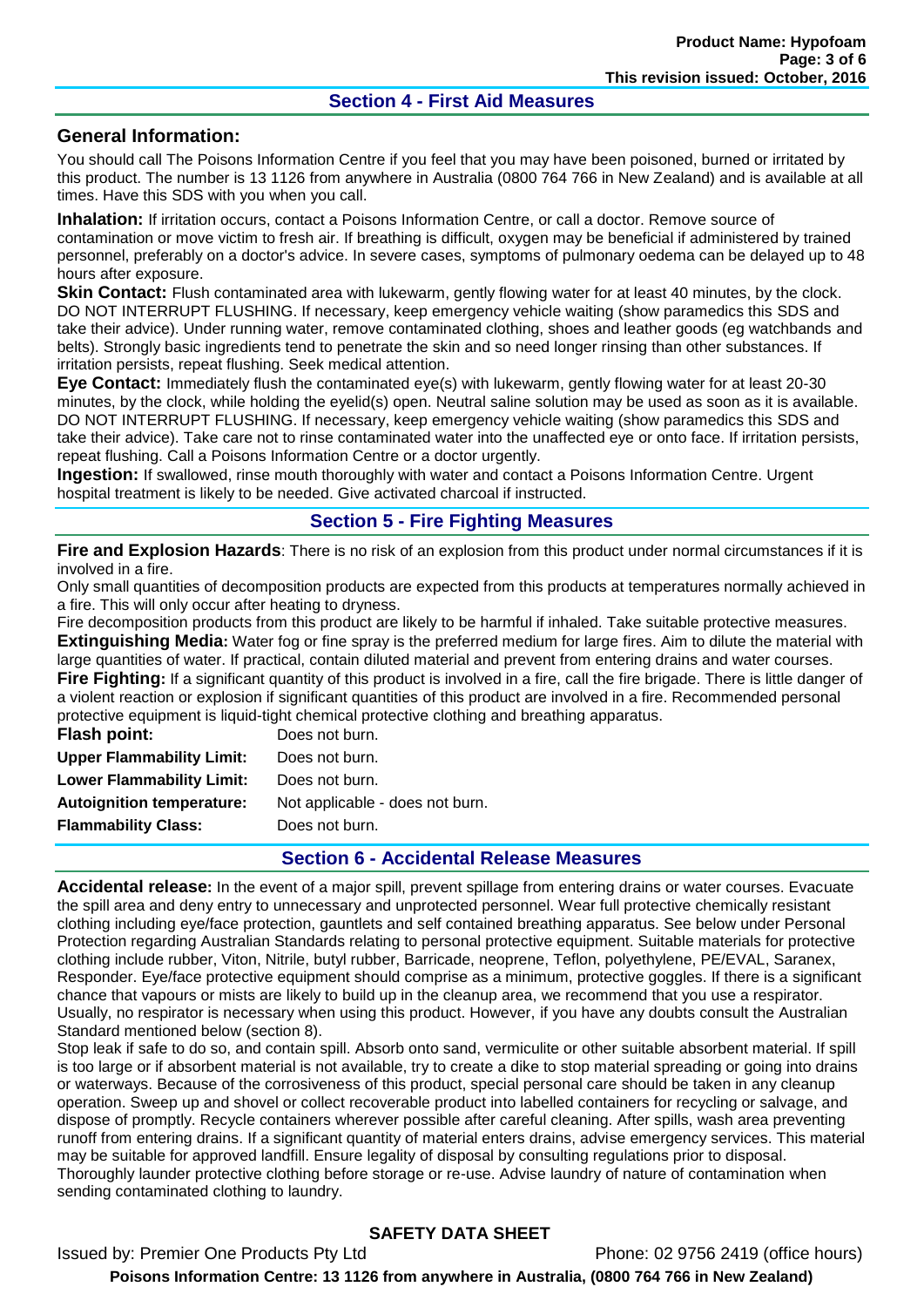## Section 4 - First Aid Measures

### General Information:

You should call The Poisons Information Centre if you feel that you may have been poisoned, burned or irritated by this product. The number is 13 1126 from anywhere in Australia (0800 764 766 in New Zealand) and is available at all times. Have this SDS with you when you call.

**Inhalation:** If irritation occurs, contact a Poisons Information Centre, or call a doctor. Remove source of contamination or move victim to fresh air. If breathing is difficult, oxygen may be beneficial if administered by trained personnel, preferably on a doctor's advice. In severe cases, symptoms of pulmonary oedema can be delayed up to 48 hours after exposure.

**Skin Contact:** Flush contaminated area with lukewarm, gently flowing water for at least 40 minutes, by the clock. DO NOT INTERRUPT FLUSHING. If necessary, keep emergency vehicle waiting (show paramedics this SDS and take their advice). Under running water, remove contaminated clothing, shoes and leather goods (eg watchbands and belts). Strongly basic ingredients tend to penetrate the skin and so need longer rinsing than other substances. If irritation persists, repeat flushing. Seek medical attention.

**Eye Contact:** Immediately flush the contaminated eye(s) with lukewarm, gently flowing water for at least 20-30 minutes, by the clock, while holding the eyelid(s) open. Neutral saline solution may be used as soon as it is available. DO NOT INTERRUPT FLUSHING. If necessary, keep emergency vehicle waiting (show paramedics this SDS and take their advice). Take care not to rinse contaminated water into the unaffected eye or onto face. If irritation persists, repeat flushing. Call a Poisons Information Centre or a doctor urgently.

**Ingestion:** If swallowed, rinse mouth thoroughly with water and contact a Poisons Information Centre. Urgent hospital treatment is likely to be needed. Give activated charcoal if instructed.

## Section 5 - Fire Fighting Measures

**Fire and Explosion Hazards**: There is no risk of an explosion from this product under normal circumstances if it is involved in a fire.

Only small quantities of decomposition products are expected from this products at temperatures normally achieved in a fire. This will only occur after heating to dryness.

Fire decomposition products from this product are likely to be harmful if inhaled. Take suitable protective measures.

**Extinguishing Media:** Water fog or fine spray is the preferred medium for large fires. Aim to dilute the material with large quantities of water. If practical, contain diluted material and prevent from entering drains and water courses.

**Fire Fighting:** If a significant quantity of this product is involved in a fire, call the fire brigade. There is little danger of a violent reaction or explosion if significant quantities of this product are involved in a fire. Recommended personal protective equipment is liquid-tight chemical protective clothing and breathing apparatus.

| | |
|---|---|
| **Flash point:** | Does not burn. |
| **Upper Flammability Limit:** | Does not burn. |
| **Lower Flammability Limit:** | Does not burn. |
| **Autoignition temperature:** | Not applicable - does not burn. |
| **Flammability Class:** | Does not burn. |

## Section 6 - Accidental Release Measures

**Accidental release:** In the event of a major spill, prevent spillage from entering drains or water courses. Evacuate the spill area and deny entry to unnecessary and unprotected personnel. Wear full protective chemically resistant clothing including eye/face protection, gauntlets and self contained breathing apparatus. See below under Personal Protection regarding Australian Standards relating to personal protective equipment. Suitable materials for protective clothing include rubber, Viton, Nitrile, butyl rubber, Barricade, neoprene, Teflon, polyethylene, PE/EVAL, Saranex, Responder. Eye/face protective equipment should comprise as a minimum, protective goggles. If there is a significant chance that vapours or mists are likely to build up in the cleanup area, we recommend that you use a respirator. Usually, no respirator is necessary when using this product. However, if you have any doubts consult the Australian Standard mentioned below (section 8).

Stop leak if safe to do so, and contain spill. Absorb onto sand, vermiculite or other suitable absorbent material. If spill is too large or if absorbent material is not available, try to create a dike to stop material spreading or going into drains or waterways. Because of the corrosiveness of this product, special personal care should be taken in any cleanup operation. Sweep up and shovel or collect recoverable product into labelled containers for recycling or salvage, and dispose of promptly. Recycle containers wherever possible after careful cleaning. After spills, wash area preventing runoff from entering drains. If a significant quantity of material enters drains, advise emergency services. This material may be suitable for approved landfill. Ensure legality of disposal by consulting regulations prior to disposal. Thoroughly launder protective clothing before storage or re-use. Advise laundry of nature of contamination when sending contaminated clothing to laundry.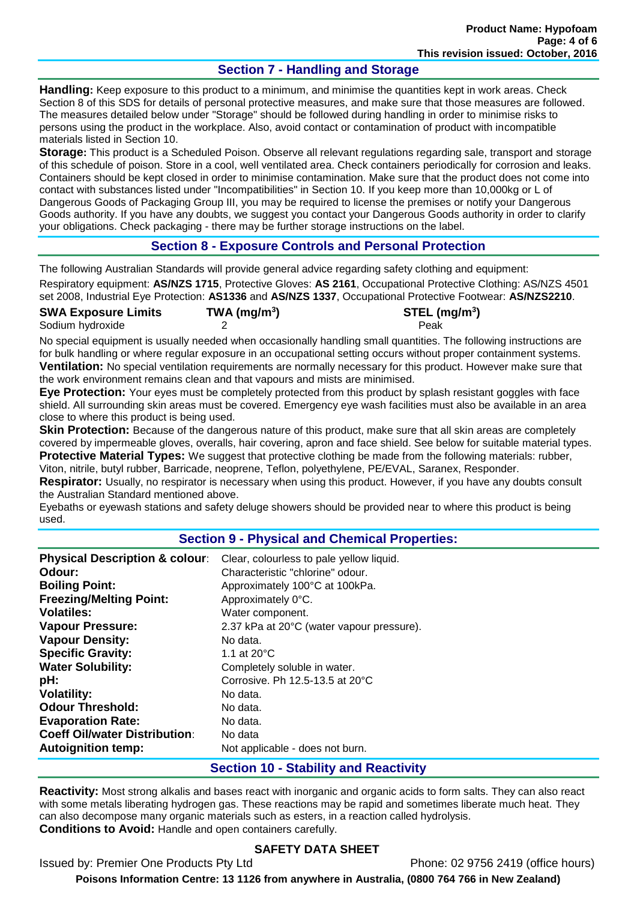## Section 7 - Handling and Storage

**Handling:** Keep exposure to this product to a minimum, and minimise the quantities kept in work areas. Check Section 8 of this SDS for details of personal protective measures, and make sure that those measures are followed. The measures detailed below under "Storage" should be followed during handling in order to minimise risks to persons using the product in the workplace. Also, avoid contact or contamination of product with incompatible materials listed in Section 10.

**Storage:** This product is a Scheduled Poison. Observe all relevant regulations regarding sale, transport and storage of this schedule of poison. Store in a cool, well ventilated area. Check containers periodically for corrosion and leaks. Containers should be kept closed in order to minimise contamination. Make sure that the product does not come into contact with substances listed under "Incompatibilities" in Section 10. If you keep more than 10,000kg or L of Dangerous Goods of Packaging Group III, you may be required to license the premises or notify your Dangerous Goods authority. If you have any doubts, we suggest you contact your Dangerous Goods authority in order to clarify your obligations. Check packaging - there may be further storage instructions on the label.

## Section 8 - Exposure Controls and Personal Protection

The following Australian Standards will provide general advice regarding safety clothing and equipment:

Respiratory equipment: **AS/NZS 1715**, Protective Gloves: **AS 2161**, Occupational Protective Clothing: AS/NZS 4501 set 2008, Industrial Eye Protection: **AS1336** and **AS/NZS 1337**, Occupational Protective Footwear: **AS/NZS2210**.

| SWA Exposure Limits | TWA ($mg/m^3$) | STEL ($mg/m^3$) |
|---|---|---|
| Sodium hydroxide | 2 | Peak |

No special equipment is usually needed when occasionally handling small quantities. The following instructions are for bulk handling or where regular exposure in an occupational setting occurs without proper containment systems.

**Ventilation:** No special ventilation requirements are normally necessary for this product. However make sure that the work environment remains clean and that vapours and mists are minimised.

**Eye Protection:** Your eyes must be completely protected from this product by splash resistant goggles with face shield. All surrounding skin areas must be covered. Emergency eye wash facilities must also be available in an area close to where this product is being used.

**Skin Protection:** Because of the dangerous nature of this product, make sure that all skin areas are completely covered by impermeable gloves, overalls, hair covering, apron and face shield. See below for suitable material types.

**Protective Material Types:** We suggest that protective clothing be made from the following materials: rubber, Viton, nitrile, butyl rubber, Barricade, neoprene, Teflon, polyethylene, PE/EVAL, Saranex, Responder.

**Respirator:** Usually, no respirator is necessary when using this product. However, if you have any doubts consult the Australian Standard mentioned above.

Eyebaths or eyewash stations and safety deluge showers should be provided near to where this product is being used.

## Section 9 - Physical and Chemical Properties:

| | |
|---|---|
| **Physical Description & colour**: | Clear, colourless to pale yellow liquid. |
| **Odour:** | Characteristic "chlorine" odour. |
| **Boiling Point:** | Approximately 100°C at 100kPa. |
| **Freezing/Melting Point:** | Approximately 0°C. |
| **Volatiles:** | Water component. |
| **Vapour Pressure:** | 2.37 kPa at 20°C (water vapour pressure). |
| **Vapour Density:** | No data. |
| **Specific Gravity:** | 1.1 at 20°C |
| **Water Solubility:** | Completely soluble in water. |
| **pH:** | Corrosive. Ph 12.5-13.5 at 20°C |
| **Volatility:** | No data. |
| **Odour Threshold:** | No data. |
| **Evaporation Rate:** | No data. |
| **Coeff Oil/water Distribution**: | No data |
| **Autoignition temp:** | Not applicable - does not burn. |

## Section 10 - Stability and Reactivity

**Reactivity:** Most strong alkalis and bases react with inorganic and organic acids to form salts. They can also react with some metals liberating hydrogen gas. These reactions may be rapid and sometimes liberate much heat. They can also decompose many organic materials such as esters, in a reaction called hydrolysis.

**Conditions to Avoid:** Handle and open containers carefully.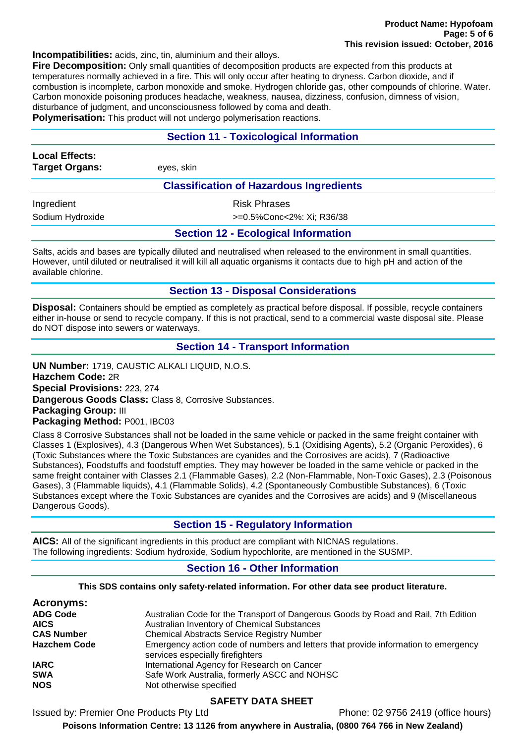**Incompatibilities:** acids, zinc, tin, aluminium and their alloys.

**Fire Decomposition:** Only small quantities of decomposition products are expected from this products at temperatures normally achieved in a fire. This will only occur after heating to dryness. Carbon dioxide, and if combustion is incomplete, carbon monoxide and smoke. Hydrogen chloride gas, other compounds of chlorine. Water. Carbon monoxide poisoning produces headache, weakness, nausea, dizziness, confusion, dimness of vision, disturbance of judgment, and unconsciousness followed by coma and death.

**Polymerisation:** This product will not undergo polymerisation reactions.

## Section 11 - Toxicological Information

**Local Effects:**

**Target Organs:** eyes, skin

### Classification of Hazardous Ingredients

| Ingredient | Risk Phrases |
|---|---|
| Sodium Hydroxide | >=0.5%Conc<2%: Xi; R36/38 |

## Section 12 - Ecological Information

Salts, acids and bases are typically diluted and neutralised when released to the environment in small quantities. However, until diluted or neutralised it will kill all aquatic organisms it contacts due to high pH and action of the available chlorine.

## Section 13 - Disposal Considerations

**Disposal:** Containers should be emptied as completely as practical before disposal. If possible, recycle containers either in-house or send to recycle company. If this is not practical, send to a commercial waste disposal site. Please do NOT dispose into sewers or waterways.

## Section 14 - Transport Information

**UN Number:** 1719, CAUSTIC ALKALI LIQUID, N.O.S.
**Hazchem Code:** 2R
**Special Provisions:** 223, 274
**Dangerous Goods Class:** Class 8, Corrosive Substances.
**Packaging Group:** III
**Packaging Method:** P001, IBC03

Class 8 Corrosive Substances shall not be loaded in the same vehicle or packed in the same freight container with Classes 1 (Explosives), 4.3 (Dangerous When Wet Substances), 5.1 (Oxidising Agents), 5.2 (Organic Peroxides), 6 (Toxic Substances where the Toxic Substances are cyanides and the Corrosives are acids), 7 (Radioactive Substances), Foodstuffs and foodstuff empties. They may however be loaded in the same vehicle or packed in the same freight container with Classes 2.1 (Flammable Gases), 2.2 (Non-Flammable, Non-Toxic Gases), 2.3 (Poisonous Gases), 3 (Flammable liquids), 4.1 (Flammable Solids), 4.2 (Spontaneously Combustible Substances), 6 (Toxic Substances except where the Toxic Substances are cyanides and the Corrosives are acids) and 9 (Miscellaneous Dangerous Goods).

## Section 15 - Regulatory Information

**AICS:** All of the significant ingredients in this product are compliant with NICNAS regulations.
The following ingredients: Sodium hydroxide, Sodium hypochlorite, are mentioned in the SUSMP.

## Section 16 - Other Information

**This SDS contains only safety-related information. For other data see product literature.**

**Acronyms:**

| | |
|---|---|
| **ADG Code** | Australian Code for the Transport of Dangerous Goods by Road and Rail, 7th Edition |
| **AICS** | Australian Inventory of Chemical Substances |
| **CAS Number** | Chemical Abstracts Service Registry Number |
| **Hazchem Code** | Emergency action code of numbers and letters that provide information to emergency services especially firefighters |
| **IARC** | International Agency for Research on Cancer |
| **SWA** | Safe Work Australia, formerly ASCC and NOHSC |
| **NOS** | Not otherwise specified |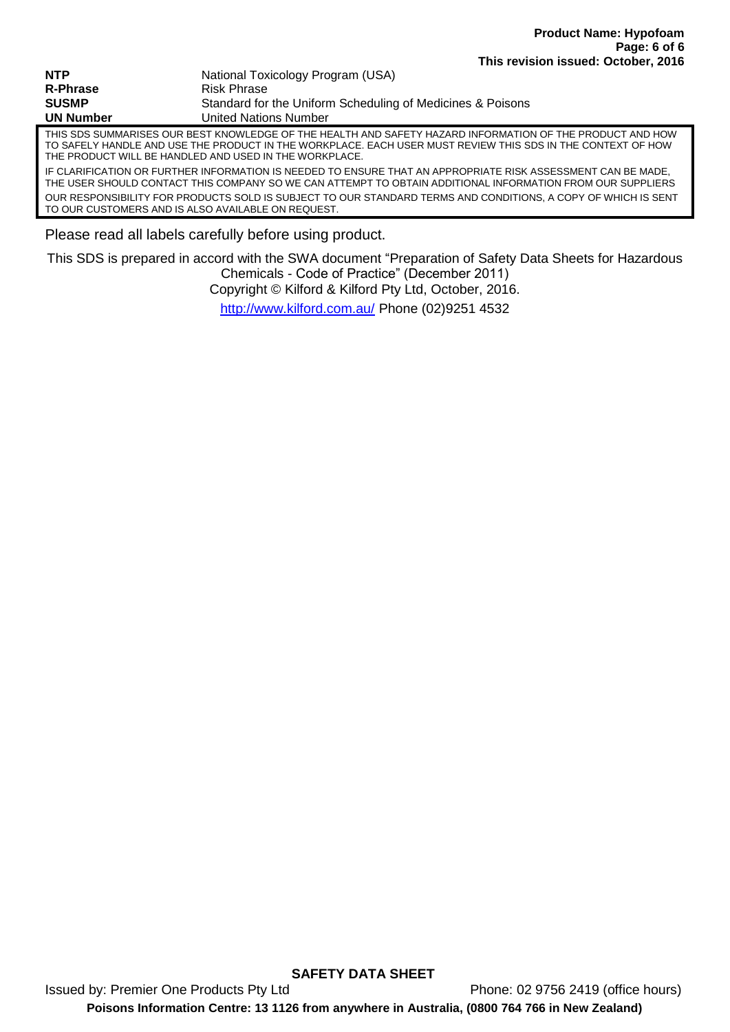| | |
|---|---|
| **NTP** | National Toxicology Program (USA) |
| **R-Phrase** | Risk Phrase |
| **SUSMP** | Standard for the Uniform Scheduling of Medicines & Poisons |
| **UN Number** | United Nations Number |

THIS SDS SUMMARISES OUR BEST KNOWLEDGE OF THE HEALTH AND SAFETY HAZARD INFORMATION OF THE PRODUCT AND HOW TO SAFELY HANDLE AND USE THE PRODUCT IN THE WORKPLACE. EACH USER MUST REVIEW THIS SDS IN THE CONTEXT OF HOW THE PRODUCT WILL BE HANDLED AND USED IN THE WORKPLACE.

IF CLARIFICATION OR FURTHER INFORMATION IS NEEDED TO ENSURE THAT AN APPROPRIATE RISK ASSESSMENT CAN BE MADE, THE USER SHOULD CONTACT THIS COMPANY SO WE CAN ATTEMPT TO OBTAIN ADDITIONAL INFORMATION FROM OUR SUPPLIERS

OUR RESPONSIBILITY FOR PRODUCTS SOLD IS SUBJECT TO OUR STANDARD TERMS AND CONDITIONS, A COPY OF WHICH IS SENT TO OUR CUSTOMERS AND IS ALSO AVAILABLE ON REQUEST.

Please read all labels carefully before using product.

This SDS is prepared in accord with the SWA document "Preparation of Safety Data Sheets for Hazardous Chemicals - Code of Practice" (December 2011)

Copyright © Kilford & Kilford Pty Ltd, October, 2016.

http://www.kilford.com.au/ Phone (02)9251 4532